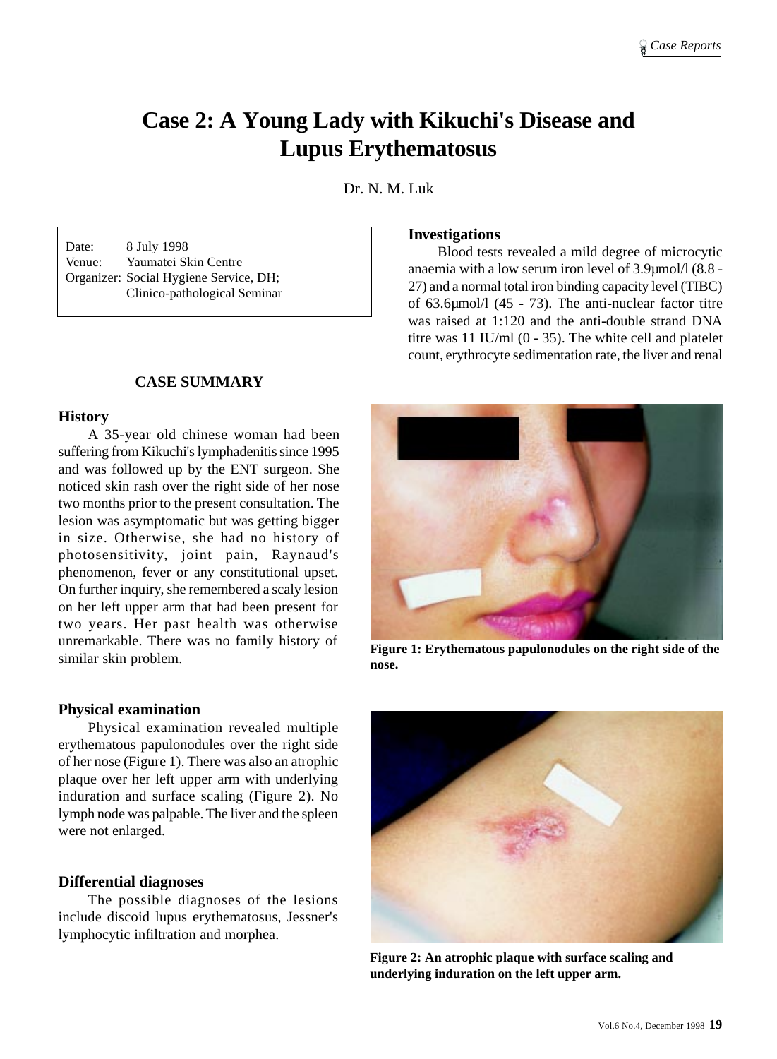# Case 2: A Young Lady with Kikuchi's Disease and Lupus Erythematosus

Dr. N. M. Luk

| | |
|---|---|
| Date: | 8 July 1998 |
| Venue: | Yaumatei Skin Centre |
| Organizer: | Social Hygiene Service, DH; Clinico-pathological Seminar |

## CASE SUMMARY

### History

A 35-year old chinese woman had been suffering from Kikuchi's lymphadenitis since 1995 and was followed up by the ENT surgeon. She noticed skin rash over the right side of her nose two months prior to the present consultation. The lesion was asymptomatic but was getting bigger in size. Otherwise, she had no history of photosensitivity, joint pain, Raynaud's phenomenon, fever or any constitutional upset. On further inquiry, she remembered a scaly lesion on her left upper arm that had been present for two years. Her past health was otherwise unremarkable. There was no family history of similar skin problem.

### Physical examination

Physical examination revealed multiple erythematous papulonodules over the right side of her nose (Figure 1). There was also an atrophic plaque over her left upper arm with underlying induration and surface scaling (Figure 2). No lymph node was palpable. The liver and the spleen were not enlarged.

### Differential diagnoses

The possible diagnoses of the lesions include discoid lupus erythematosus, Jessner's lymphocytic infiltration and morphea.

### Investigations

Blood tests revealed a mild degree of microcytic anaemia with a low serum iron level of 3.9μmol/l (8.8 - 27) and a normal total iron binding capacity level (TIBC) of 63.6μmol/l (45 - 73). The anti-nuclear factor titre was raised at 1:120 and the anti-double strand DNA titre was 11 IU/ml (0 - 35). The white cell and platelet count, erythrocyte sedimentation rate, the liver and renal

**Figure 1: Erythematous papulonodules on the right side of the nose.**

**Figure 2: An atrophic plaque with surface scaling and underlying induration on the left upper arm.**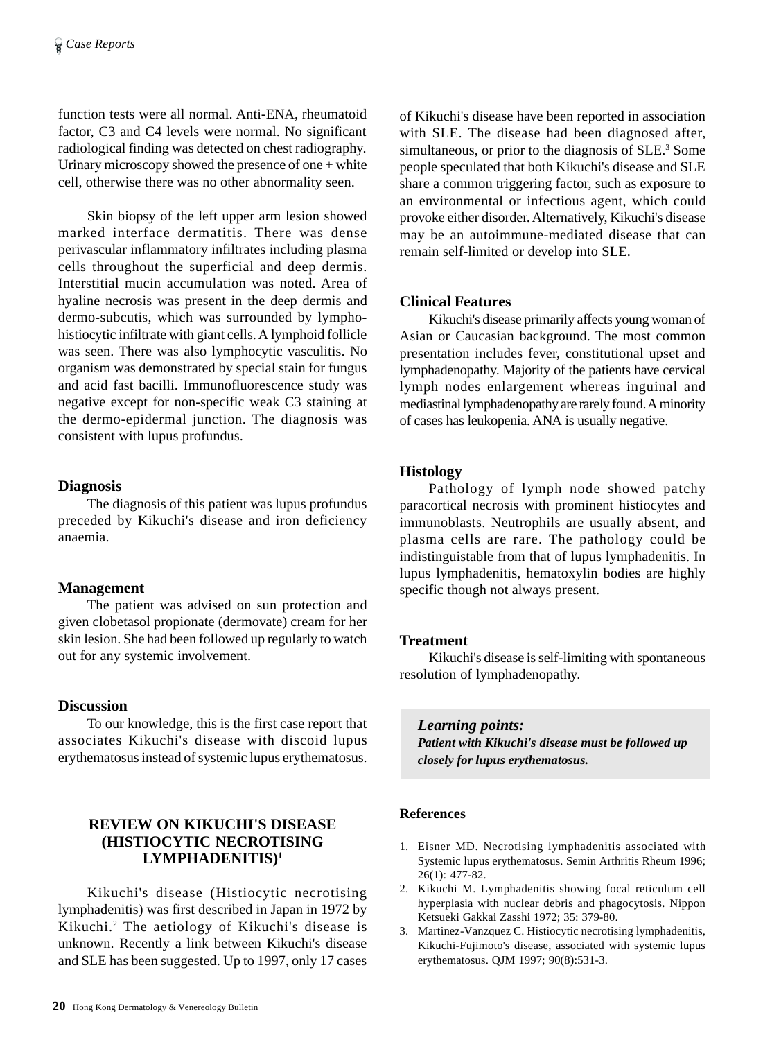function tests were all normal. Anti-ENA, rheumatoid factor, C3 and C4 levels were normal. No significant radiological finding was detected on chest radiography. Urinary microscopy showed the presence of one + white cell, otherwise there was no other abnormality seen.

Skin biopsy of the left upper arm lesion showed marked interface dermatitis. There was dense perivascular inflammatory infiltrates including plasma cells throughout the superficial and deep dermis. Interstitial mucin accumulation was noted. Area of hyaline necrosis was present in the deep dermis and dermo-subcutis, which was surrounded by lympho-histiocytic infiltrate with giant cells. A lymphoid follicle was seen. There was also lymphocytic vasculitis. No organism was demonstrated by special stain for fungus and acid fast bacilli. Immunofluorescence study was negative except for non-specific weak C3 staining at the dermo-epidermal junction. The diagnosis was consistent with lupus profundus.

## Diagnosis

The diagnosis of this patient was lupus profundus preceded by Kikuchi's disease and iron deficiency anaemia.

## Management

The patient was advised on sun protection and given clobetasol propionate (dermovate) cream for her skin lesion. She had been followed up regularly to watch out for any systemic involvement.

## Discussion

To our knowledge, this is the first case report that associates Kikuchi's disease with discoid lupus erythematosus instead of systemic lupus erythematosus.

## REVIEW ON KIKUCHI'S DISEASE (HISTIOCYTIC NECROTISING LYMPHADENITIS)[1]

Kikuchi's disease (Histiocytic necrotising lymphadenitis) was first described in Japan in 1972 by Kikuchi.[2] The aetiology of Kikuchi's disease is unknown. Recently a link between Kikuchi's disease and SLE has been suggested. Up to 1997, only 17 cases of Kikuchi's disease have been reported in association with SLE. The disease had been diagnosed after, simultaneous, or prior to the diagnosis of SLE.[3] Some people speculated that both Kikuchi's disease and SLE share a common triggering factor, such as exposure to an environmental or infectious agent, which could provoke either disorder. Alternatively, Kikuchi's disease may be an autoimmune-mediated disease that can remain self-limited or develop into SLE.

## Clinical Features

Kikuchi's disease primarily affects young woman of Asian or Caucasian background. The most common presentation includes fever, constitutional upset and lymphadenopathy. Majority of the patients have cervical lymph nodes enlargement whereas inguinal and mediastinal lymphadenopathy are rarely found. A minority of cases has leukopenia. ANA is usually negative.

## Histology

Pathology of lymph node showed patchy paracortical necrosis with prominent histiocytes and immunoblasts. Neutrophils are usually absent, and plasma cells are rare. The pathology could be indistinguistable from that of lupus lymphadenitis. In lupus lymphadenitis, hematoxylin bodies are highly specific though not always present.

## Treatment

Kikuchi's disease is self-limiting with spontaneous resolution of lymphadenopathy.

***Learning points:***
***Patient with Kikuchi's disease must be followed up closely for lupus erythematosus.***

## References

1. Eisner MD. Necrotising lymphadenitis associated with Systemic lupus erythematosus. Semin Arthritis Rheum 1996; 26(1): 477-82.
2. Kikuchi M. Lymphadenitis showing focal reticulum cell hyperplasia with nuclear debris and phagocytosis. Nippon Ketsueki Gakkai Zasshi 1972; 35: 379-80.
3. Martinez-Vanzquez C. Histiocytic necrotising lymphadenitis, Kikuchi-Fujimoto's disease, associated with systemic lupus erythematosus. QJM 1997; 90(8):531-3.